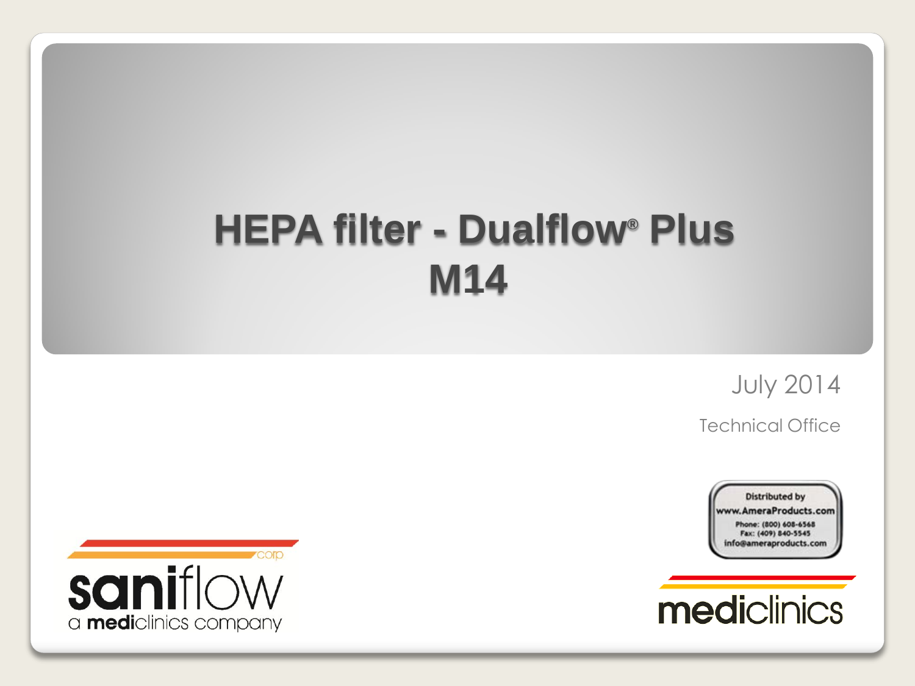# HEPA filter - Dualflow® Plus M14

July 2014

Technical Office

Distributed by
www.AmeraProducts.com
Phone: (800) 608-6568
Fax: (409) 840-5545
info@ameraproducts.com

saniflow corp
a mediclinics company

mediclinics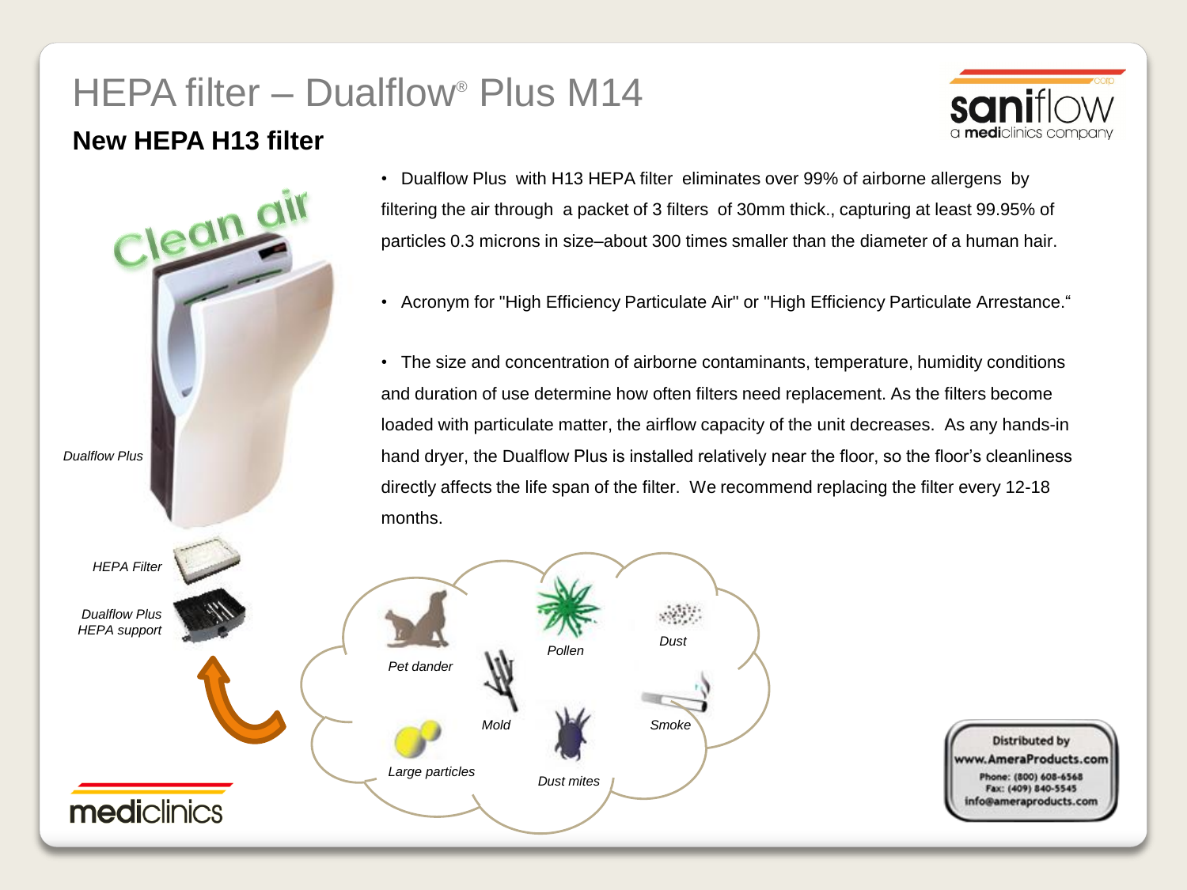# HEPA filter – Dualflow® Plus M14

## New HEPA H13 filter

- Dualflow Plus with H13 HEPA filter eliminates over 99% of airborne allergens by filtering the air through a packet of 3 filters of 30mm thick., capturing at least 99.95% of particles 0.3 microns in size–about 300 times smaller than the diameter of a human hair.

- Acronym for "High Efficiency Particulate Air" or "High Efficiency Particulate Arrestance."

- The size and concentration of airborne contaminants, temperature, humidity conditions and duration of use determine how often filters need replacement. As the filters become loaded with particulate matter, the airflow capacity of the unit decreases. As any hands-in hand dryer, the Dualflow Plus is installed relatively near the floor, so the floor's cleanliness directly affects the life span of the filter. We recommend replacing the filter every 12-18 months.

*Clean air*

*Dualflow Plus*

*HEPA Filter*

*Dualflow Plus HEPA support*

*Pet dander* · *Pollen* · *Dust* · *Mold* · *Smoke* · *Large particles* · *Dust mites*

Distributed by www.AmeraProducts.com
Phone: (800) 608-6568
Fax: (409) 840-5545
info@ameraproducts.com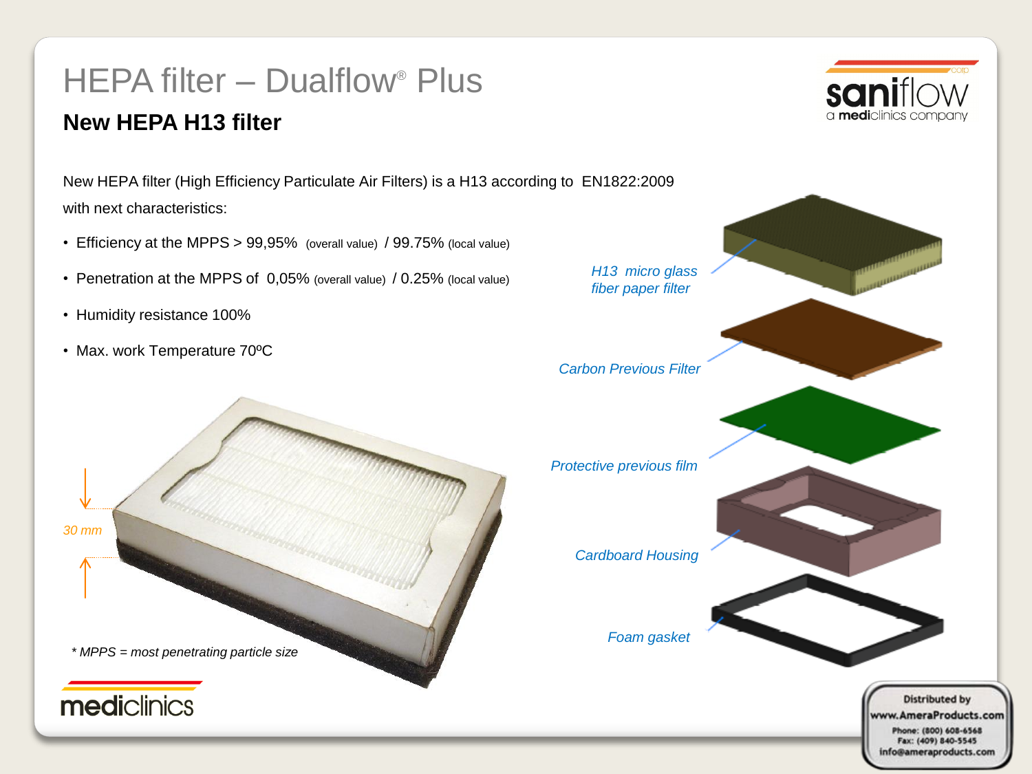# HEPA filter – Dualflow® Plus

## New HEPA H13 filter

New HEPA filter (High Efficiency Particulate Air Filters) is a H13 according to EN1822:2009 with next characteristics:

- Efficiency at the MPPS > 99,95% (overall value) / 99.75% (local value)
- Penetration at the MPPS of 0,05% (overall value) / 0.25% (local value)
- Humidity resistance 100%
- Max. work Temperature 70ºC

*H13 micro glass fiber paper filter*

*Carbon Previous Filter*

*Protective previous film*

*Cardboard Housing*

*Foam gasket*

*30 mm*

*\* MPPS = most penetrating particle size*

Distributed by www.AmeraProducts.com
Phone: (800) 608-6568
Fax: (409) 840-5545
info@ameraproducts.com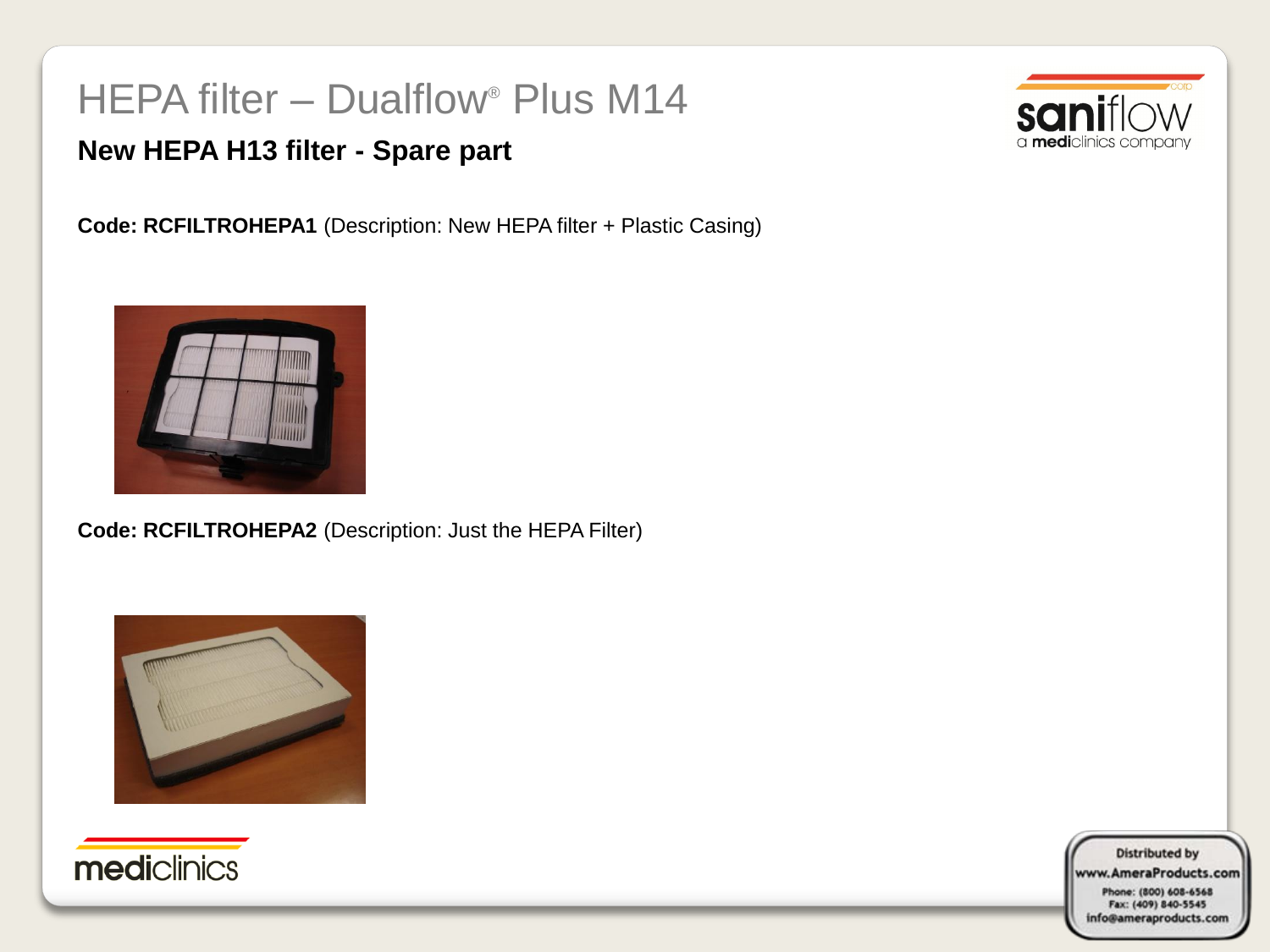# HEPA filter – Dualflow® Plus M14

## New HEPA H13 filter - Spare part

**Code: RCFILTROHEPA1** (Description: New HEPA filter + Plastic Casing)

**Code: RCFILTROHEPA2** (Description: Just the HEPA Filter)

Distributed by
www.AmeraProducts.com
Phone: (800) 608-6568
Fax: (409) 840-5545
info@ameraproducts.com